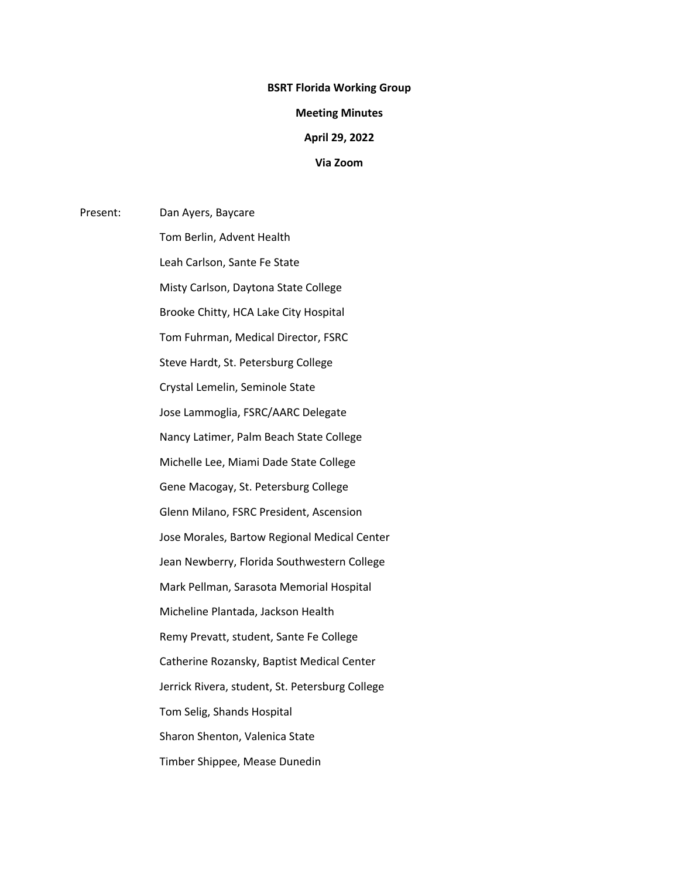**BSRT Florida Working Group**

**Meeting Minutes**

**April 29, 2022**

**Via Zoom**

Present:

Dan Ayers, Baycare

Tom Berlin, Advent Health

Leah Carlson, Sante Fe State

Misty Carlson, Daytona State College

Brooke Chitty, HCA Lake City Hospital

Tom Fuhrman, Medical Director, FSRC

Steve Hardt, St. Petersburg College

Crystal Lemelin, Seminole State

Jose Lammoglia, FSRC/AARC Delegate

Nancy Latimer, Palm Beach State College

Michelle Lee, Miami Dade State College

Gene Macogay, St. Petersburg College

Glenn Milano, FSRC President, Ascension

Jose Morales, Bartow Regional Medical Center

Jean Newberry, Florida Southwestern College

Mark Pellman, Sarasota Memorial Hospital

Micheline Plantada, Jackson Health

Remy Prevatt, student, Sante Fe College

Catherine Rozansky, Baptist Medical Center

Jerrick Rivera, student, St. Petersburg College

Tom Selig, Shands Hospital

Sharon Shenton, Valenica State

Timber Shippee, Mease Dunedin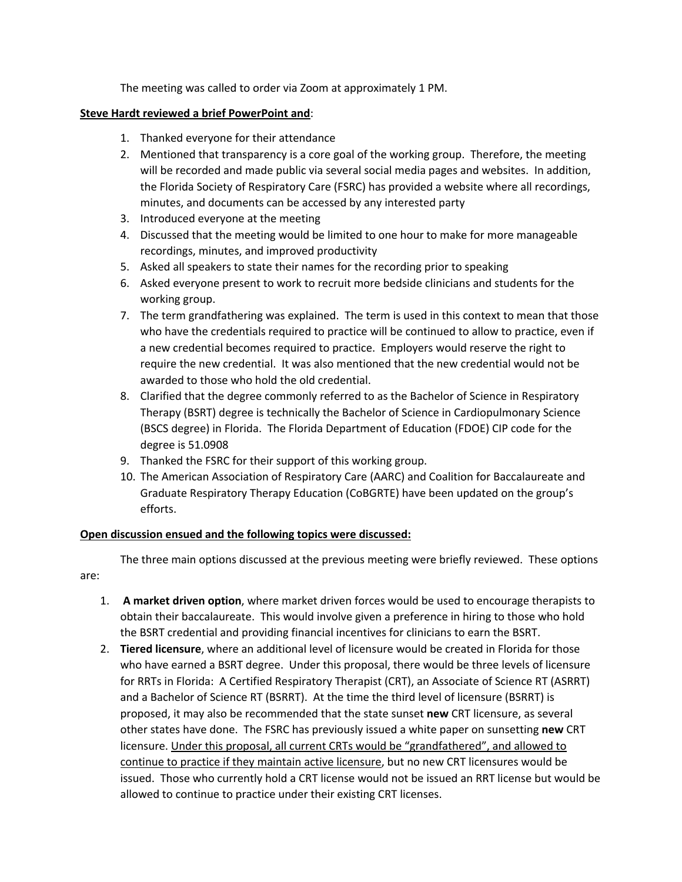The meeting was called to order via Zoom at approximately 1 PM.

<u>**Steve Hardt reviewed a brief PowerPoint and**</u>:

1. Thanked everyone for their attendance
2. Mentioned that transparency is a core goal of the working group. Therefore, the meeting will be recorded and made public via several social media pages and websites. In addition, the Florida Society of Respiratory Care (FSRC) has provided a website where all recordings, minutes, and documents can be accessed by any interested party
3. Introduced everyone at the meeting
4. Discussed that the meeting would be limited to one hour to make for more manageable recordings, minutes, and improved productivity
5. Asked all speakers to state their names for the recording prior to speaking
6. Asked everyone present to work to recruit more bedside clinicians and students for the working group.
7. The term grandfathering was explained. The term is used in this context to mean that those who have the credentials required to practice will be continued to allow to practice, even if a new credential becomes required to practice. Employers would reserve the right to require the new credential. It was also mentioned that the new credential would not be awarded to those who hold the old credential.
8. Clarified that the degree commonly referred to as the Bachelor of Science in Respiratory Therapy (BSRT) degree is technically the Bachelor of Science in Cardiopulmonary Science (BSCS degree) in Florida. The Florida Department of Education (FDOE) CIP code for the degree is 51.0908
9. Thanked the FSRC for their support of this working group.
10. The American Association of Respiratory Care (AARC) and Coalition for Baccalaureate and Graduate Respiratory Therapy Education (CoBGRTE) have been updated on the group's efforts.

<u>**Open discussion ensued and the following topics were discussed:**</u>

The three main options discussed at the previous meeting were briefly reviewed. These options are:

1. **A market driven option**, where market driven forces would be used to encourage therapists to obtain their baccalaureate. This would involve given a preference in hiring to those who hold the BSRT credential and providing financial incentives for clinicians to earn the BSRT.
2. **Tiered licensure**, where an additional level of licensure would be created in Florida for those who have earned a BSRT degree. Under this proposal, there would be three levels of licensure for RRTs in Florida: A Certified Respiratory Therapist (CRT), an Associate of Science RT (ASRRT) and a Bachelor of Science RT (BSRRT). At the time the third level of licensure (BSRRT) is proposed, it may also be recommended that the state sunset **new** CRT licensure, as several other states have done. The FSRC has previously issued a white paper on sunsetting **new** CRT licensure. <u>Under this proposal, all current CRTs would be "grandfathered", and allowed to continue to practice if they maintain active licensure</u>, but no new CRT licensures would be issued. Those who currently hold a CRT license would not be issued an RRT license but would be allowed to continue to practice under their existing CRT licenses.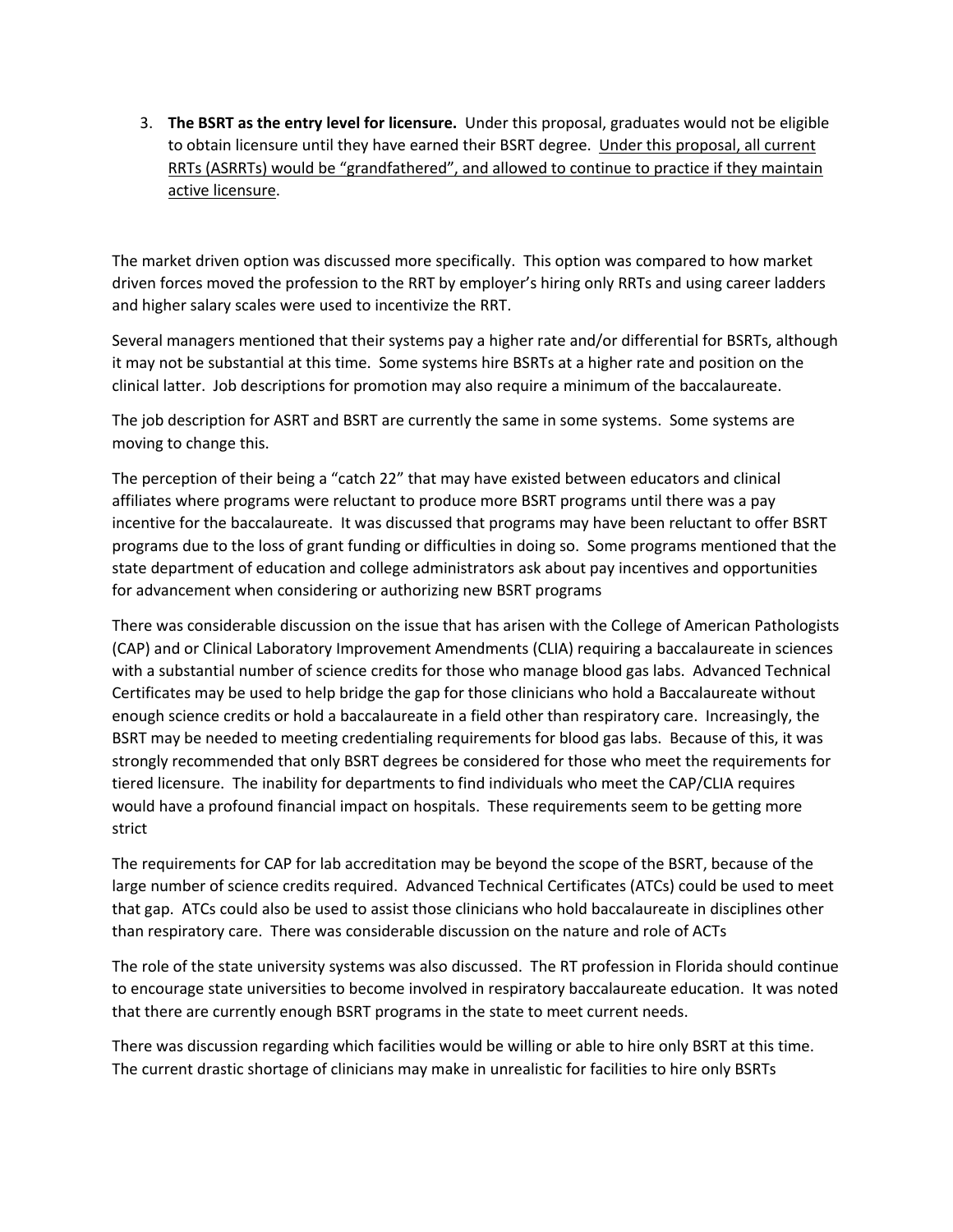3. **The BSRT as the entry level for licensure.** Under this proposal, graduates would not be eligible to obtain licensure until they have earned their BSRT degree. <u>Under this proposal, all current RRTs (ASRRTs) would be "grandfathered", and allowed to continue to practice if they maintain active licensure</u>.

The market driven option was discussed more specifically. This option was compared to how market driven forces moved the profession to the RRT by employer's hiring only RRTs and using career ladders and higher salary scales were used to incentivize the RRT.

Several managers mentioned that their systems pay a higher rate and/or differential for BSRTs, although it may not be substantial at this time. Some systems hire BSRTs at a higher rate and position on the clinical latter. Job descriptions for promotion may also require a minimum of the baccalaureate.

The job description for ASRT and BSRT are currently the same in some systems. Some systems are moving to change this.

The perception of their being a "catch 22" that may have existed between educators and clinical affiliates where programs were reluctant to produce more BSRT programs until there was a pay incentive for the baccalaureate. It was discussed that programs may have been reluctant to offer BSRT programs due to the loss of grant funding or difficulties in doing so. Some programs mentioned that the state department of education and college administrators ask about pay incentives and opportunities for advancement when considering or authorizing new BSRT programs

There was considerable discussion on the issue that has arisen with the College of American Pathologists (CAP) and or Clinical Laboratory Improvement Amendments (CLIA) requiring a baccalaureate in sciences with a substantial number of science credits for those who manage blood gas labs. Advanced Technical Certificates may be used to help bridge the gap for those clinicians who hold a Baccalaureate without enough science credits or hold a baccalaureate in a field other than respiratory care. Increasingly, the BSRT may be needed to meeting credentialing requirements for blood gas labs. Because of this, it was strongly recommended that only BSRT degrees be considered for those who meet the requirements for tiered licensure. The inability for departments to find individuals who meet the CAP/CLIA requires would have a profound financial impact on hospitals. These requirements seem to be getting more strict

The requirements for CAP for lab accreditation may be beyond the scope of the BSRT, because of the large number of science credits required. Advanced Technical Certificates (ATCs) could be used to meet that gap. ATCs could also be used to assist those clinicians who hold baccalaureate in disciplines other than respiratory care. There was considerable discussion on the nature and role of ACTs

The role of the state university systems was also discussed. The RT profession in Florida should continue to encourage state universities to become involved in respiratory baccalaureate education. It was noted that there are currently enough BSRT programs in the state to meet current needs.

There was discussion regarding which facilities would be willing or able to hire only BSRT at this time. The current drastic shortage of clinicians may make in unrealistic for facilities to hire only BSRTs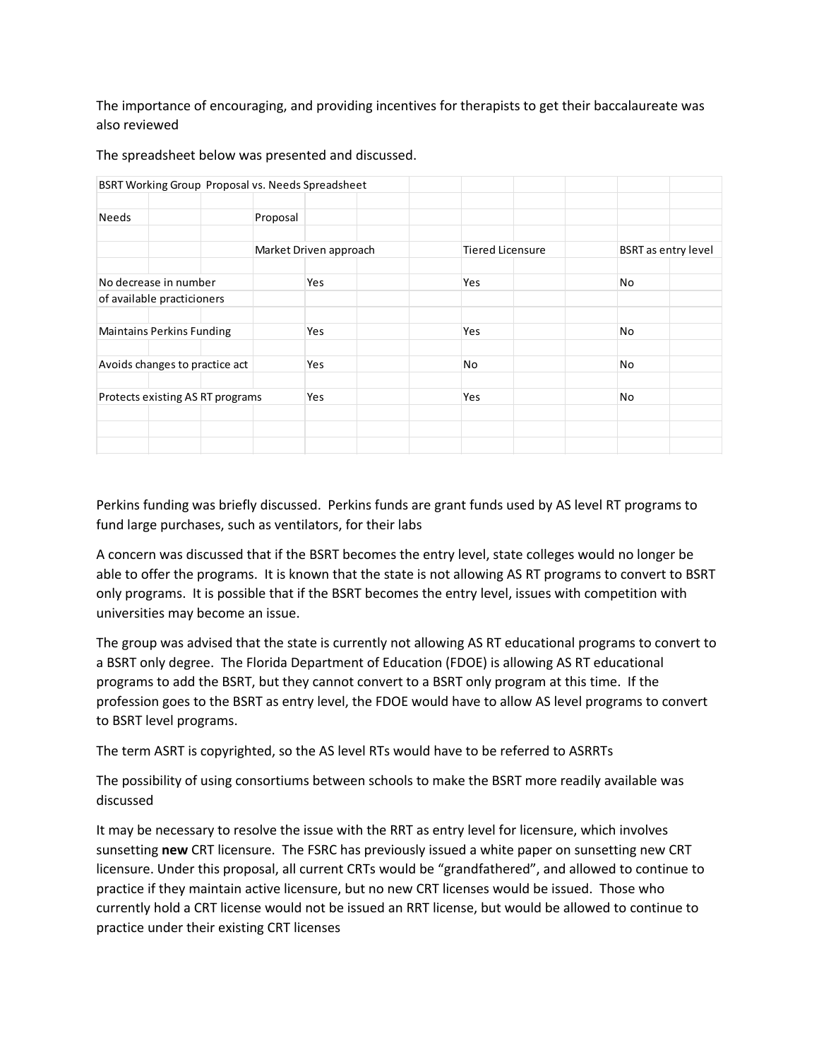The importance of encouraging, and providing incentives for therapists to get their baccalaureate was also reviewed

The spreadsheet below was presented and discussed.

| BSRT Working Group Proposal vs. Needs Spreadsheet | | | |
|---|---|---|---|
| **Needs** | **Proposal** | | |
| | Market Driven approach | Tiered Licensure | BSRT as entry level |
| No decrease in number of available practicioners | Yes | Yes | No |
| Maintains Perkins Funding | Yes | Yes | No |
| Avoids changes to practice act | Yes | No | No |
| Protects existing AS RT programs | Yes | Yes | No |

Perkins funding was briefly discussed. Perkins funds are grant funds used by AS level RT programs to fund large purchases, such as ventilators, for their labs

A concern was discussed that if the BSRT becomes the entry level, state colleges would no longer be able to offer the programs. It is known that the state is not allowing AS RT programs to convert to BSRT only programs. It is possible that if the BSRT becomes the entry level, issues with competition with universities may become an issue.

The group was advised that the state is currently not allowing AS RT educational programs to convert to a BSRT only degree. The Florida Department of Education (FDOE) is allowing AS RT educational programs to add the BSRT, but they cannot convert to a BSRT only program at this time. If the profession goes to the BSRT as entry level, the FDOE would have to allow AS level programs to convert to BSRT level programs.

The term ASRT is copyrighted, so the AS level RTs would have to be referred to ASRRTs

The possibility of using consortiums between schools to make the BSRT more readily available was discussed

It may be necessary to resolve the issue with the RRT as entry level for licensure, which involves sunsetting **new** CRT licensure. The FSRC has previously issued a white paper on sunsetting new CRT licensure. Under this proposal, all current CRTs would be "grandfathered", and allowed to continue to practice if they maintain active licensure, but no new CRT licenses would be issued. Those who currently hold a CRT license would not be issued an RRT license, but would be allowed to continue to practice under their existing CRT licenses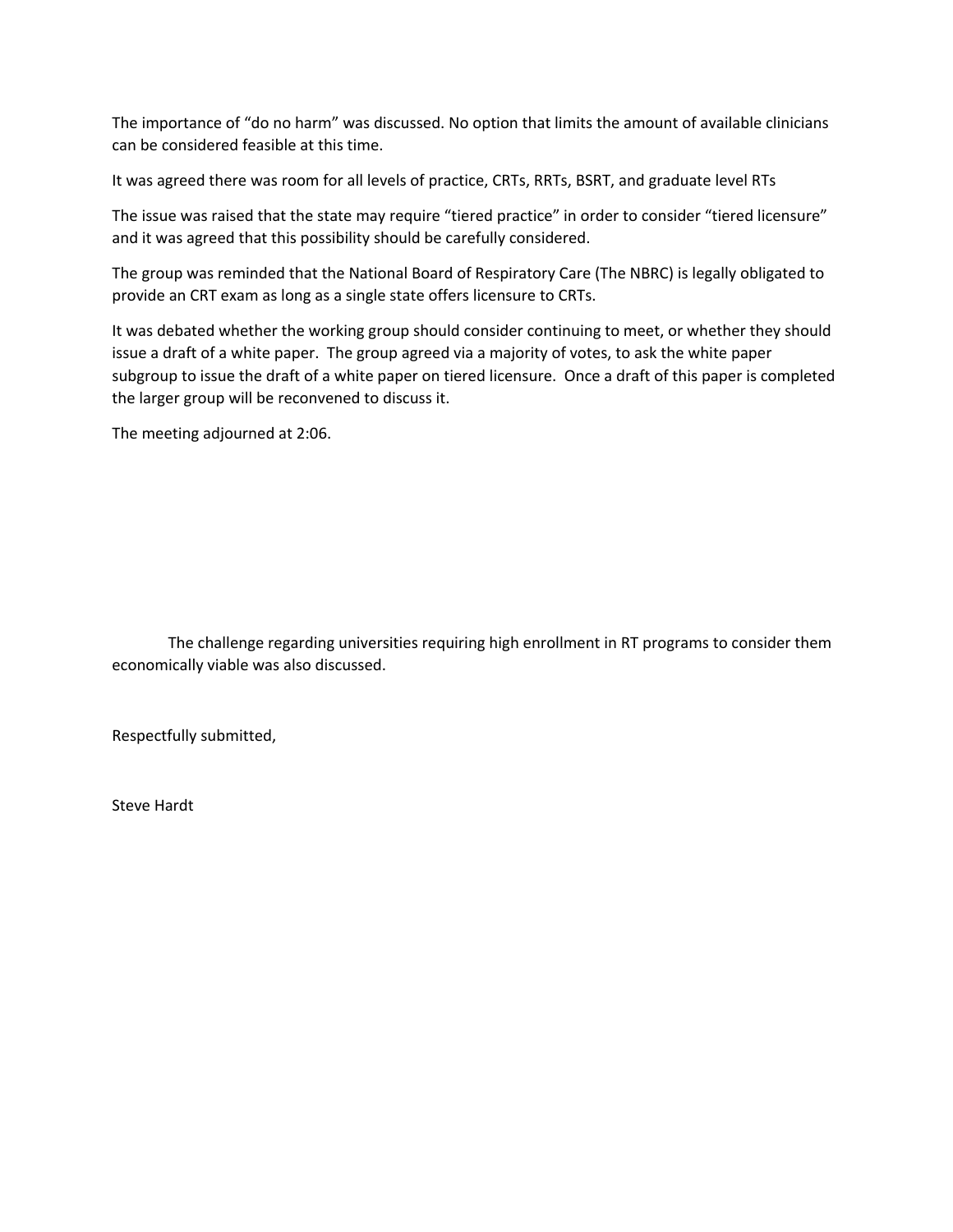The importance of "do no harm" was discussed. No option that limits the amount of available clinicians can be considered feasible at this time.

It was agreed there was room for all levels of practice, CRTs, RRTs, BSRT, and graduate level RTs

The issue was raised that the state may require "tiered practice" in order to consider "tiered licensure" and it was agreed that this possibility should be carefully considered.

The group was reminded that the National Board of Respiratory Care (The NBRC) is legally obligated to provide an CRT exam as long as a single state offers licensure to CRTs.

It was debated whether the working group should consider continuing to meet, or whether they should issue a draft of a white paper. The group agreed via a majority of votes, to ask the white paper subgroup to issue the draft of a white paper on tiered licensure. Once a draft of this paper is completed the larger group will be reconvened to discuss it.

The meeting adjourned at 2:06.

The challenge regarding universities requiring high enrollment in RT programs to consider them economically viable was also discussed.

Respectfully submitted,

Steve Hardt